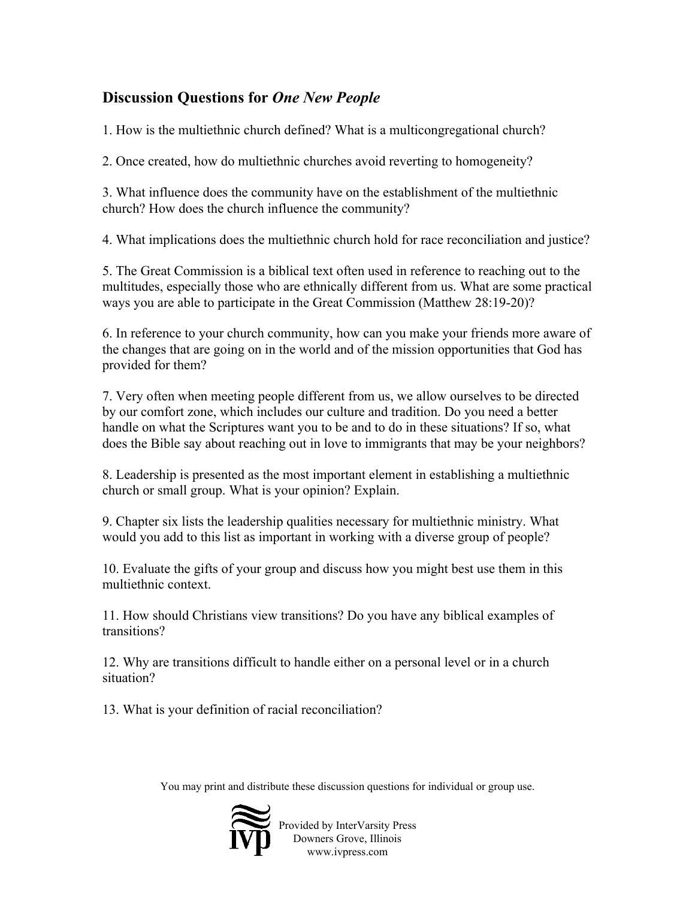## Discussion Questions for *One New People*

1. How is the multiethnic church defined? What is a multicongregational church?

2. Once created, how do multiethnic churches avoid reverting to homogeneity?

3. What influence does the community have on the establishment of the multiethnic church? How does the church influence the community?

4. What implications does the multiethnic church hold for race reconciliation and justice?

5. The Great Commission is a biblical text often used in reference to reaching out to the multitudes, especially those who are ethnically different from us. What are some practical ways you are able to participate in the Great Commission (Matthew 28:19-20)?

6. In reference to your church community, how can you make your friends more aware of the changes that are going on in the world and of the mission opportunities that God has provided for them?

7. Very often when meeting people different from us, we allow ourselves to be directed by our comfort zone, which includes our culture and tradition. Do you need a better handle on what the Scriptures want you to be and to do in these situations? If so, what does the Bible say about reaching out in love to immigrants that may be your neighbors?

8. Leadership is presented as the most important element in establishing a multiethnic church or small group. What is your opinion? Explain.

9. Chapter six lists the leadership qualities necessary for multiethnic ministry. What would you add to this list as important in working with a diverse group of people?

10. Evaluate the gifts of your group and discuss how you might best use them in this multiethnic context.

11. How should Christians view transitions? Do you have any biblical examples of transitions?

12. Why are transitions difficult to handle either on a personal level or in a church situation?

13. What is your definition of racial reconciliation?

You may print and distribute these discussion questions for individual or group use.

Provided by InterVarsity Press
Downers Grove, Illinois
www.ivpress.com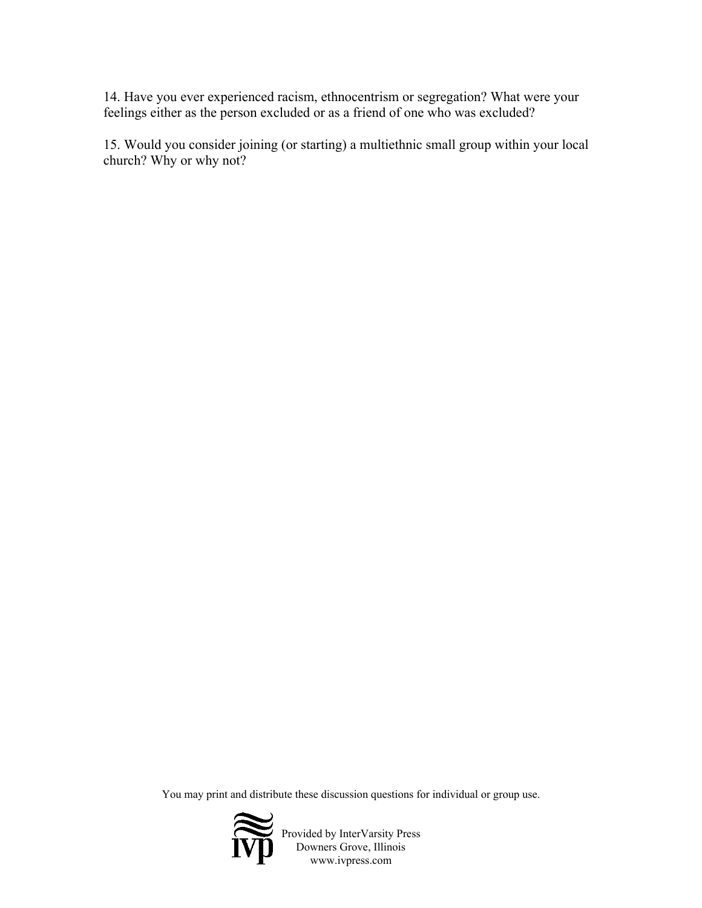14. Have you ever experienced racism, ethnocentrism or segregation? What were your feelings either as the person excluded or as a friend of one who was excluded?

15. Would you consider joining (or starting) a multiethnic small group within your local church? Why or why not?

You may print and distribute these discussion questions for individual or group use.

Provided by InterVarsity Press
Downers Grove, Illinois
www.ivpress.com